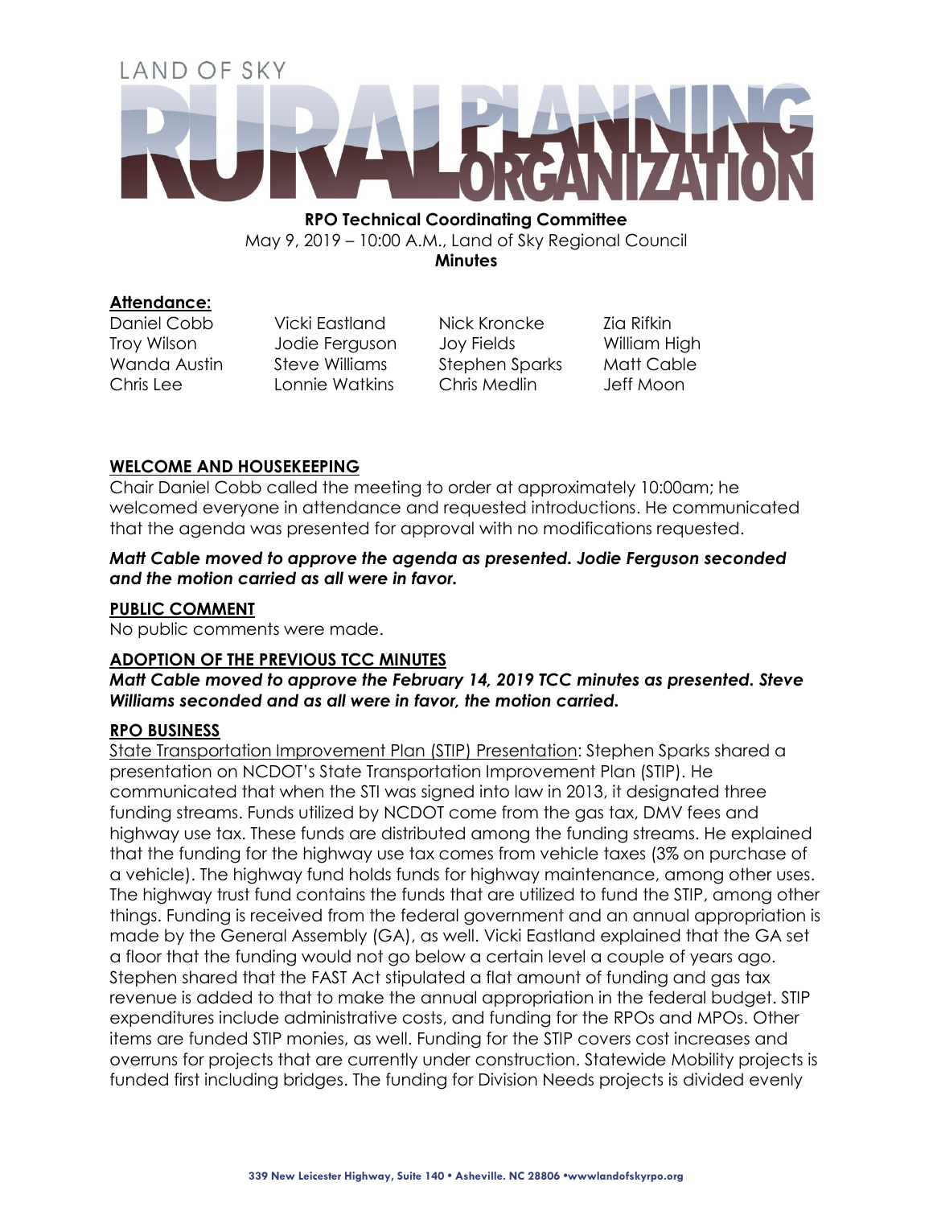# LAND OF SKY RURAL PLANNING ORGANIZATION

**RPO Technical Coordinating Committee**
May 9, 2019 – 10:00 A.M., Land of Sky Regional Council
**Minutes**

**Attendance:**

| | | | |
|---|---|---|---|
| Daniel Cobb | Vicki Eastland | Nick Kroncke | Zia Rifkin |
| Troy Wilson | Jodie Ferguson | Joy Fields | William High |
| Wanda Austin | Steve Williams | Stephen Sparks | Matt Cable |
| Chris Lee | Lonnie Watkins | Chris Medlin | Jeff Moon |

**WELCOME AND HOUSEKEEPING**

Chair Daniel Cobb called the meeting to order at approximately 10:00am; he welcomed everyone in attendance and requested introductions. He communicated that the agenda was presented for approval with no modifications requested.

***Matt Cable moved to approve the agenda as presented. Jodie Ferguson seconded and the motion carried as all were in favor.***

**PUBLIC COMMENT**

No public comments were made.

**ADOPTION OF THE PREVIOUS TCC MINUTES**

***Matt Cable moved to approve the February 14, 2019 TCC minutes as presented. Steve Williams seconded and as all were in favor, the motion carried.***

**RPO BUSINESS**

State Transportation Improvement Plan (STIP) Presentation: Stephen Sparks shared a presentation on NCDOT's State Transportation Improvement Plan (STIP). He communicated that when the STI was signed into law in 2013, it designated three funding streams. Funds utilized by NCDOT come from the gas tax, DMV fees and highway use tax. These funds are distributed among the funding streams. He explained that the funding for the highway use tax comes from vehicle taxes (3% on purchase of a vehicle). The highway fund holds funds for highway maintenance, among other uses. The highway trust fund contains the funds that are utilized to fund the STIP, among other things. Funding is received from the federal government and an annual appropriation is made by the General Assembly (GA), as well. Vicki Eastland explained that the GA set a floor that the funding would not go below a certain level a couple of years ago. Stephen shared that the FAST Act stipulated a flat amount of funding and gas tax revenue is added to that to make the annual appropriation in the federal budget. STIP expenditures include administrative costs, and funding for the RPOs and MPOs. Other items are funded STIP monies, as well. Funding for the STIP covers cost increases and overruns for projects that are currently under construction. Statewide Mobility projects is funded first including bridges. The funding for Division Needs projects is divided evenly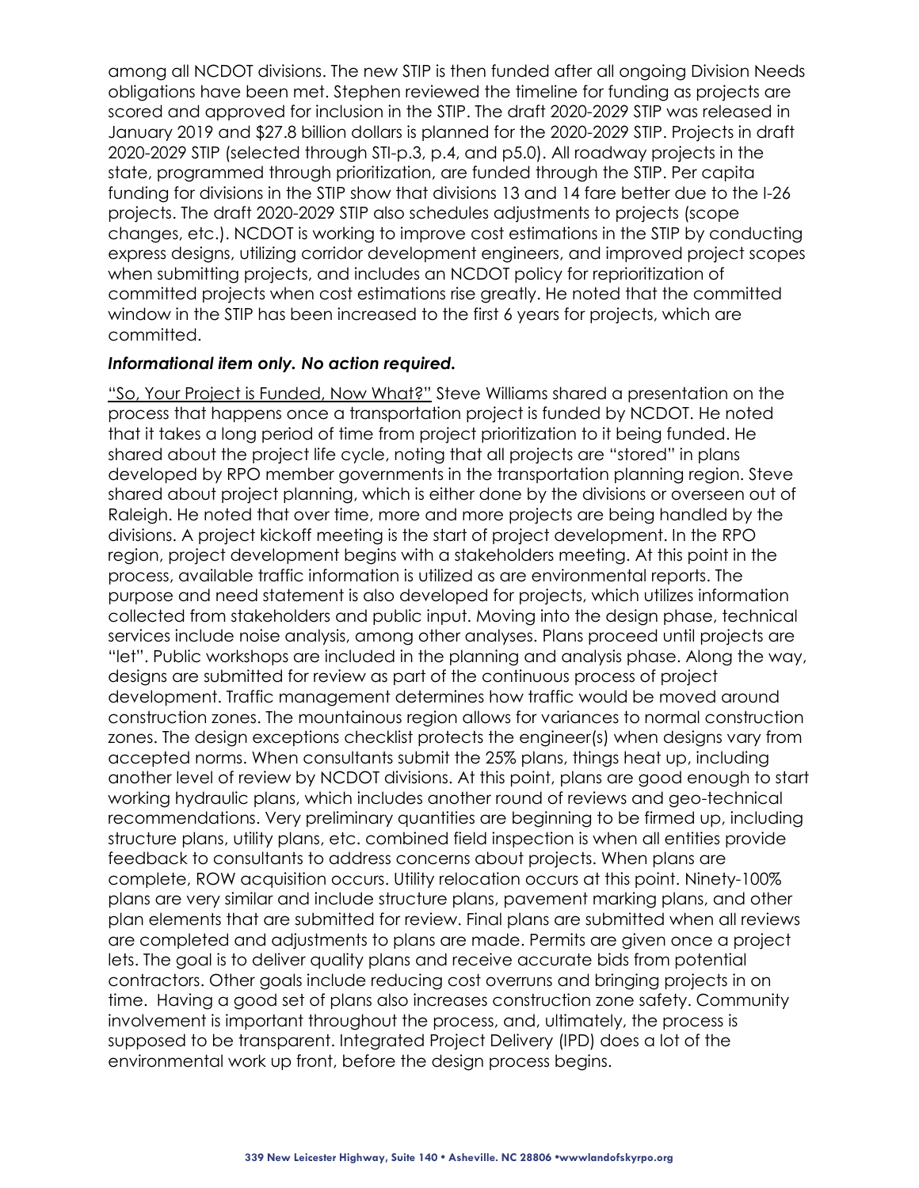among all NCDOT divisions. The new STIP is then funded after all ongoing Division Needs obligations have been met. Stephen reviewed the timeline for funding as projects are scored and approved for inclusion in the STIP. The draft 2020-2029 STIP was released in January 2019 and $27.8 billion dollars is planned for the 2020-2029 STIP. Projects in draft 2020-2029 STIP (selected through STI-p.3, p.4, and p5.0). All roadway projects in the state, programmed through prioritization, are funded through the STIP. Per capita funding for divisions in the STIP show that divisions 13 and 14 fare better due to the I-26 projects. The draft 2020-2029 STIP also schedules adjustments to projects (scope changes, etc.). NCDOT is working to improve cost estimations in the STIP by conducting express designs, utilizing corridor development engineers, and improved project scopes when submitting projects, and includes an NCDOT policy for reprioritization of committed projects when cost estimations rise greatly. He noted that the committed window in the STIP has been increased to the first 6 years for projects, which are committed.

***Informational item only. No action required.***

<u>"So, Your Project is Funded, Now What?"</u> Steve Williams shared a presentation on the process that happens once a transportation project is funded by NCDOT. He noted that it takes a long period of time from project prioritization to it being funded. He shared about the project life cycle, noting that all projects are "stored" in plans developed by RPO member governments in the transportation planning region. Steve shared about project planning, which is either done by the divisions or overseen out of Raleigh. He noted that over time, more and more projects are being handled by the divisions. A project kickoff meeting is the start of project development. In the RPO region, project development begins with a stakeholders meeting. At this point in the process, available traffic information is utilized as are environmental reports. The purpose and need statement is also developed for projects, which utilizes information collected from stakeholders and public input. Moving into the design phase, technical services include noise analysis, among other analyses. Plans proceed until projects are "let". Public workshops are included in the planning and analysis phase. Along the way, designs are submitted for review as part of the continuous process of project development. Traffic management determines how traffic would be moved around construction zones. The mountainous region allows for variances to normal construction zones. The design exceptions checklist protects the engineer(s) when designs vary from accepted norms. When consultants submit the 25% plans, things heat up, including another level of review by NCDOT divisions. At this point, plans are good enough to start working hydraulic plans, which includes another round of reviews and geo-technical recommendations. Very preliminary quantities are beginning to be firmed up, including structure plans, utility plans, etc. combined field inspection is when all entities provide feedback to consultants to address concerns about projects. When plans are complete, ROW acquisition occurs. Utility relocation occurs at this point. Ninety-100% plans are very similar and include structure plans, pavement marking plans, and other plan elements that are submitted for review. Final plans are submitted when all reviews are completed and adjustments to plans are made. Permits are given once a project lets. The goal is to deliver quality plans and receive accurate bids from potential contractors. Other goals include reducing cost overruns and bringing projects in on time. Having a good set of plans also increases construction zone safety. Community involvement is important throughout the process, and, ultimately, the process is supposed to be transparent. Integrated Project Delivery (IPD) does a lot of the environmental work up front, before the design process begins.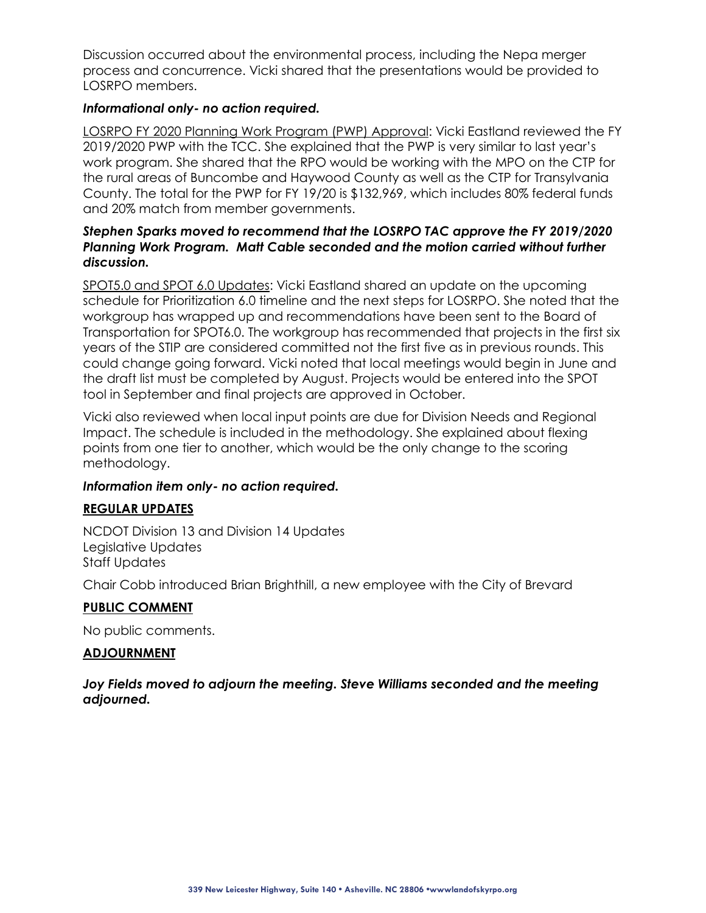Discussion occurred about the environmental process, including the Nepa merger process and concurrence. Vicki shared that the presentations would be provided to LOSRPO members.

***Informational only- no action required.***

LOSRPO FY 2020 Planning Work Program (PWP) Approval: Vicki Eastland reviewed the FY 2019/2020 PWP with the TCC. She explained that the PWP is very similar to last year's work program. She shared that the RPO would be working with the MPO on the CTP for the rural areas of Buncombe and Haywood County as well as the CTP for Transylvania County. The total for the PWP for FY 19/20 is $132,969, which includes 80% federal funds and 20% match from member governments.

***Stephen Sparks moved to recommend that the LOSRPO TAC approve the FY 2019/2020 Planning Work Program. Matt Cable seconded and the motion carried without further discussion.***

SPOT5.0 and SPOT 6.0 Updates: Vicki Eastland shared an update on the upcoming schedule for Prioritization 6.0 timeline and the next steps for LOSRPO. She noted that the workgroup has wrapped up and recommendations have been sent to the Board of Transportation for SPOT6.0. The workgroup has recommended that projects in the first six years of the STIP are considered committed not the first five as in previous rounds. This could change going forward. Vicki noted that local meetings would begin in June and the draft list must be completed by August. Projects would be entered into the SPOT tool in September and final projects are approved in October.

Vicki also reviewed when local input points are due for Division Needs and Regional Impact. The schedule is included in the methodology. She explained about flexing points from one tier to another, which would be the only change to the scoring methodology.

***Information item only- no action required.***

**REGULAR UPDATES**

NCDOT Division 13 and Division 14 Updates
Legislative Updates
Staff Updates

Chair Cobb introduced Brian Brighthill, a new employee with the City of Brevard

**PUBLIC COMMENT**

No public comments.

**ADJOURNMENT**

***Joy Fields moved to adjourn the meeting. Steve Williams seconded and the meeting adjourned.***